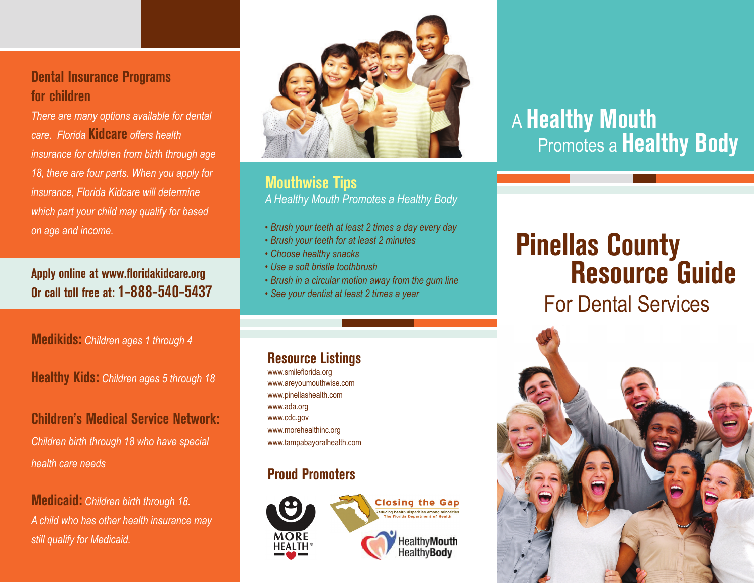## Dental Insurance Programs for children

*There are many options available for dental care. Florida* **Kidcare** *offers health insurance for children from birth through age 18, there are four parts. When you apply for insurance, Florida Kidcare will determine which part your child may qualify for based on age and income.*

**Apply online at www.floridakidcare.org**
**Or call toll free at: 1-888-540-5437**

**Medikids:** *Children ages 1 through 4*

**Healthy Kids:** *Children ages 5 through 18*

**Children's Medical Service Network:** *Children birth through 18 who have special health care needs*

**Medicaid:** *Children birth through 18. A child who has other health insurance may still qualify for Medicaid.*

## Mouthwise Tips

*A Healthy Mouth Promotes a Healthy Body*

- *Brush your teeth at least 2 times a day every day*
- *Brush your teeth for at least 2 minutes*
- *Choose healthy snacks*
- *Use a soft bristle toothbrush*
- *Brush in a circular motion away from the gum line*
- *See your dentist at least 2 times a year*

## Resource Listings

www.smileflorida.org
www.areyoumouthwise.com
www.pinellashealth.com
www.ada.org
www.cdc.gov
www.morehealthinc.org
www.tampabayoralhealth.com

## Proud Promoters

MORE HEALTH®

Closing the Gap — Reducing health disparities among minorities — The Florida Department of Health

HealthyMouth HealthyBody

# A Healthy Mouth Promotes a Healthy Body

# Pinellas County Resource Guide

## For Dental Services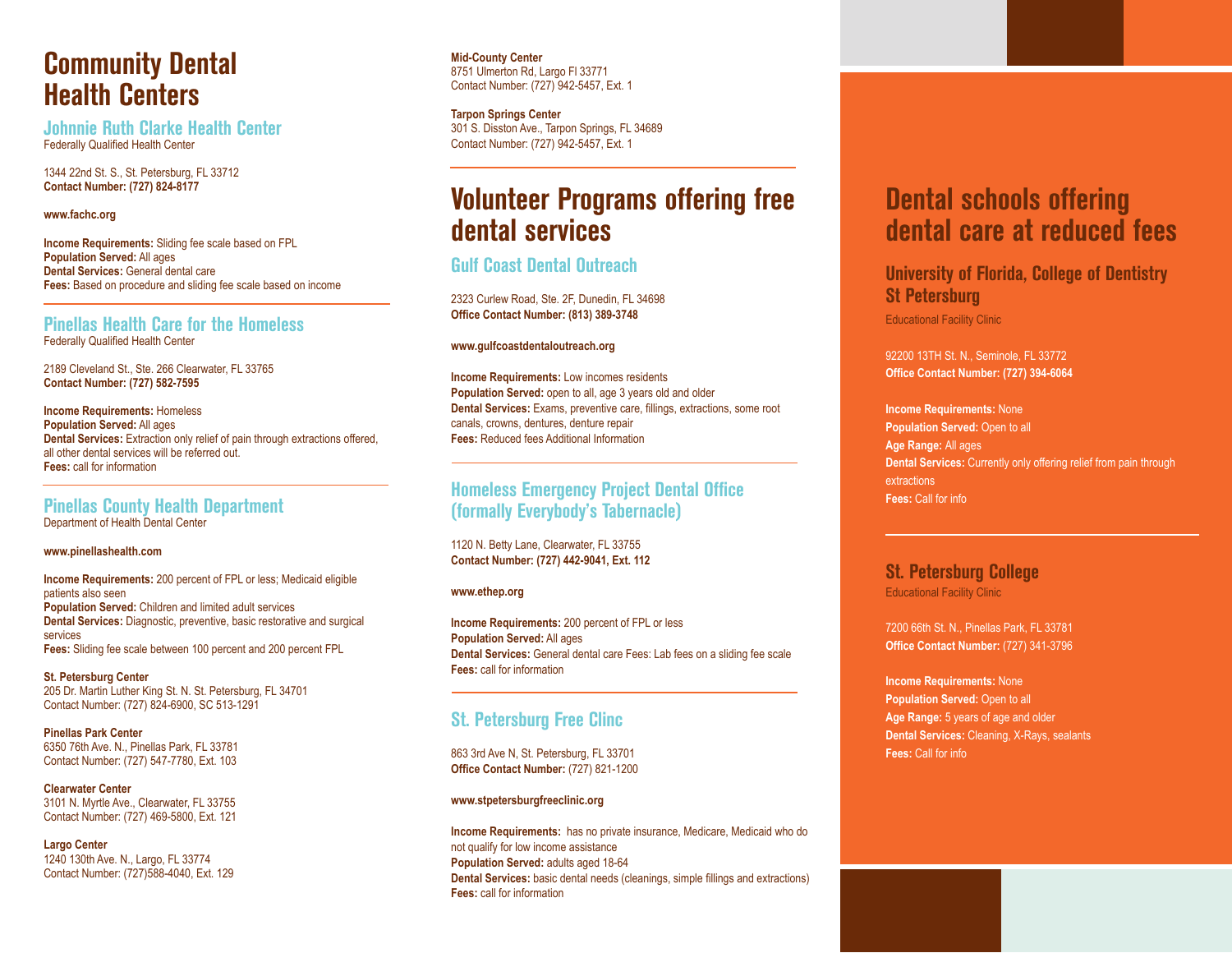# Community Dental Health Centers

## Johnnie Ruth Clarke Health Center

Federally Qualified Health Center

1344 22nd St. S., St. Petersburg, FL 33712
**Contact Number: (727) 824-8177**

**www.fachc.org**

**Income Requirements:** Sliding fee scale based on FPL
**Population Served:** All ages
**Dental Services:** General dental care
**Fees:** Based on procedure and sliding fee scale based on income

## Pinellas Health Care for the Homeless

Federally Qualified Health Center

2189 Cleveland St., Ste. 266 Clearwater, FL 33765
**Contact Number: (727) 582-7595**

**Income Requirements:** Homeless
**Population Served:** All ages
**Dental Services:** Extraction only relief of pain through extractions offered, all other dental services will be referred out.
**Fees:** call for information

## Pinellas County Health Department

Department of Health Dental Center

**www.pinellashealth.com**

**Income Requirements:** 200 percent of FPL or less; Medicaid eligible patients also seen
**Population Served:** Children and limited adult services
**Dental Services:** Diagnostic, preventive, basic restorative and surgical services
**Fees:** Sliding fee scale between 100 percent and 200 percent FPL

**St. Petersburg Center**
205 Dr. Martin Luther King St. N. St. Petersburg, FL 34701
Contact Number: (727) 824-6900, SC 513-1291

**Pinellas Park Center**
6350 76th Ave. N., Pinellas Park, FL 33781
Contact Number: (727) 547-7780, Ext. 103

**Clearwater Center**
3101 N. Myrtle Ave., Clearwater, FL 33755
Contact Number: (727) 469-5800, Ext. 121

**Largo Center**
1240 130th Ave. N., Largo, FL 33774
Contact Number: (727)588-4040, Ext. 129

**Mid-County Center**
8751 Ulmerton Rd, Largo Fl 33771
Contact Number: (727) 942-5457, Ext. 1

**Tarpon Springs Center**
301 S. Disston Ave., Tarpon Springs, FL 34689
Contact Number: (727) 942-5457, Ext. 1

# Volunteer Programs offering free dental services

## Gulf Coast Dental Outreach

2323 Curlew Road, Ste. 2F, Dunedin, FL 34698
**Office Contact Number: (813) 389-3748**

**www.gulfcoastdentaloutreach.org**

**Income Requirements:** Low incomes residents
**Population Served:** open to all, age 3 years old and older
**Dental Services:** Exams, preventive care, fillings, extractions, some root canals, crowns, dentures, denture repair
**Fees:** Reduced fees Additional Information

## Homeless Emergency Project Dental Office (formally Everybody's Tabernacle)

1120 N. Betty Lane, Clearwater, FL 33755
**Contact Number: (727) 442-9041, Ext. 112**

**www.ethep.org**

**Income Requirements:** 200 percent of FPL or less
**Population Served:** All ages
**Dental Services:** General dental care Fees: Lab fees on a sliding fee scale
**Fees:** call for information

## St. Petersburg Free Clinc

863 3rd Ave N, St. Petersburg, FL 33701
**Office Contact Number:** (727) 821-1200

**www.stpetersburgfreeclinic.org**

**Income Requirements:** has no private insurance, Medicare, Medicaid who do not qualify for low income assistance
**Population Served:** adults aged 18-64
**Dental Services:** basic dental needs (cleanings, simple fillings and extractions)
**Fees:** call for information

# Dental schools offering dental care at reduced fees

## University of Florida, College of Dentistry St Petersburg

Educational Facility Clinic

92200 13TH St. N., Seminole, FL 33772
**Office Contact Number: (727) 394-6064**

**Income Requirements:** None
**Population Served:** Open to all
**Age Range:** All ages
**Dental Services:** Currently only offering relief from pain through extractions
**Fees:** Call for info

## St. Petersburg College

Educational Facility Clinic

7200 66th St. N., Pinellas Park, FL 33781
**Office Contact Number:** (727) 341-3796

**Income Requirements:** None
**Population Served:** Open to all
**Age Range:** 5 years of age and older
**Dental Services:** Cleaning, X-Rays, sealants
**Fees:** Call for info